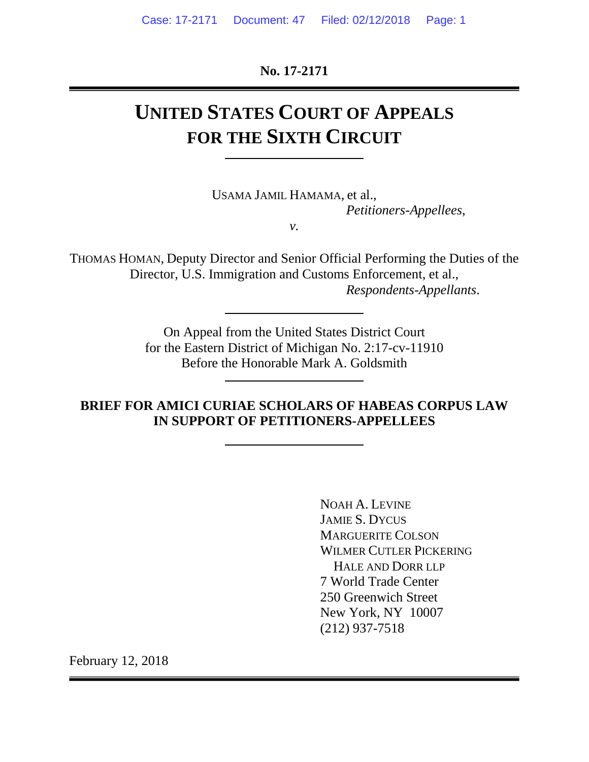No. 17-2171

# UNITED STATES COURT OF APPEALS FOR THE SIXTH CIRCUIT

USAMA JAMIL HAMAMA, et al.,
*Petitioners-Appellees*,

*v.*

THOMAS HOMAN, Deputy Director and Senior Official Performing the Duties of the Director, U.S. Immigration and Customs Enforcement, et al.,
*Respondents-Appellants*.

On Appeal from the United States District Court
for the Eastern District of Michigan No. 2:17-cv-11910
Before the Honorable Mark A. Goldsmith

**BRIEF FOR AMICI CURIAE SCHOLARS OF HABEAS CORPUS LAW IN SUPPORT OF PETITIONERS-APPELLEES**

NOAH A. LEVINE
JAMIE S. DYCUS
MARGUERITE COLSON
WILMER CUTLER PICKERING
HALE AND DORR LLP
7 World Trade Center
250 Greenwich Street
New York, NY 10007
(212) 937-7518

February 12, 2018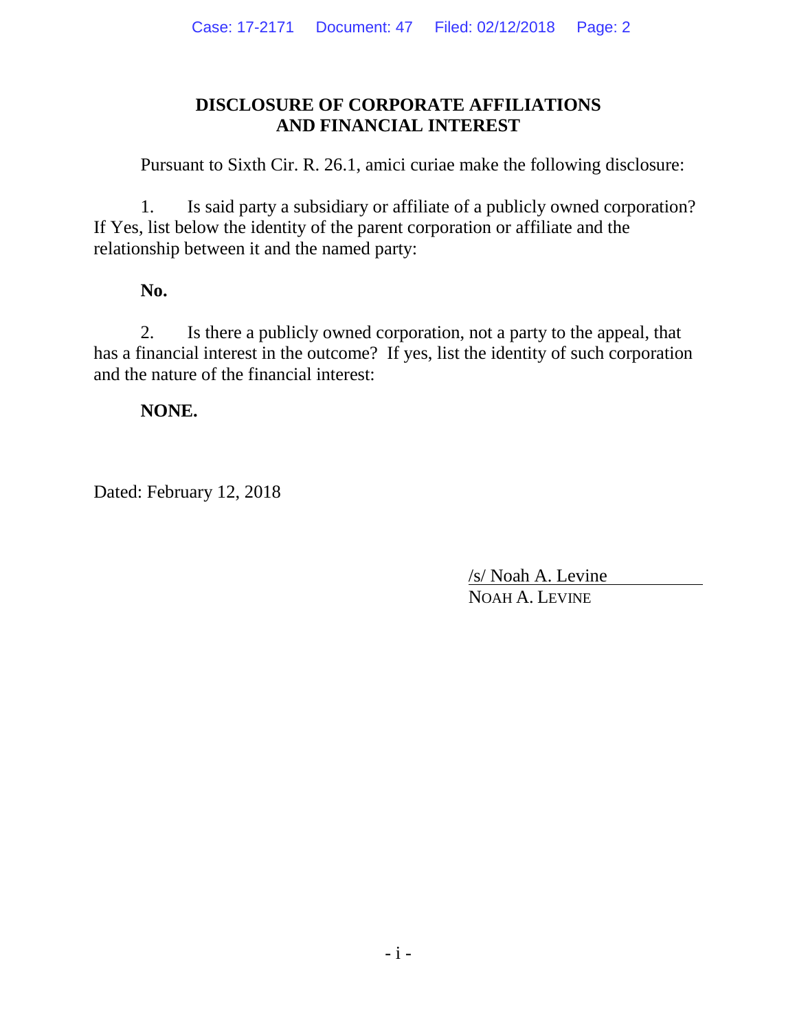# DISCLOSURE OF CORPORATE AFFILIATIONS AND FINANCIAL INTEREST

Pursuant to Sixth Cir. R. 26.1, amici curiae make the following disclosure:

1. Is said party a subsidiary or affiliate of a publicly owned corporation? If Yes, list below the identity of the parent corporation or affiliate and the relationship between it and the named party:

**No.**

2. Is there a publicly owned corporation, not a party to the appeal, that has a financial interest in the outcome? If yes, list the identity of such corporation and the nature of the financial interest:

**NONE.**

Dated: February 12, 2018

/s/ Noah A. Levine
NOAH A. LEVINE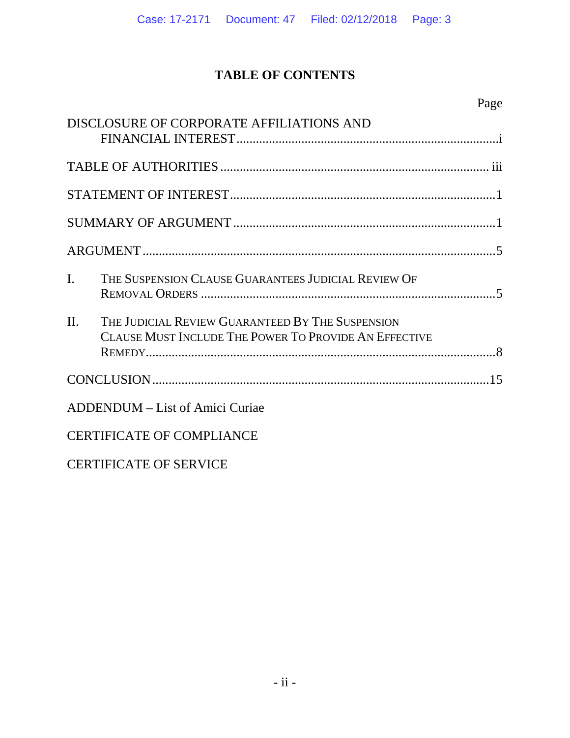## TABLE OF CONTENTS

| | Page |
|---|---|
| DISCLOSURE OF CORPORATE AFFILIATIONS AND FINANCIAL INTEREST | i |
| TABLE OF AUTHORITIES | iii |
| STATEMENT OF INTEREST | 1 |
| SUMMARY OF ARGUMENT | 1 |
| ARGUMENT | 5 |
| I. THE SUSPENSION CLAUSE GUARANTEES JUDICIAL REVIEW OF REMOVAL ORDERS | 5 |
| II. THE JUDICIAL REVIEW GUARANTEED BY THE SUSPENSION CLAUSE MUST INCLUDE THE POWER TO PROVIDE AN EFFECTIVE REMEDY | 8 |
| CONCLUSION | 15 |
| ADDENDUM – List of Amici Curiae | |
| CERTIFICATE OF COMPLIANCE | |
| CERTIFICATE OF SERVICE | |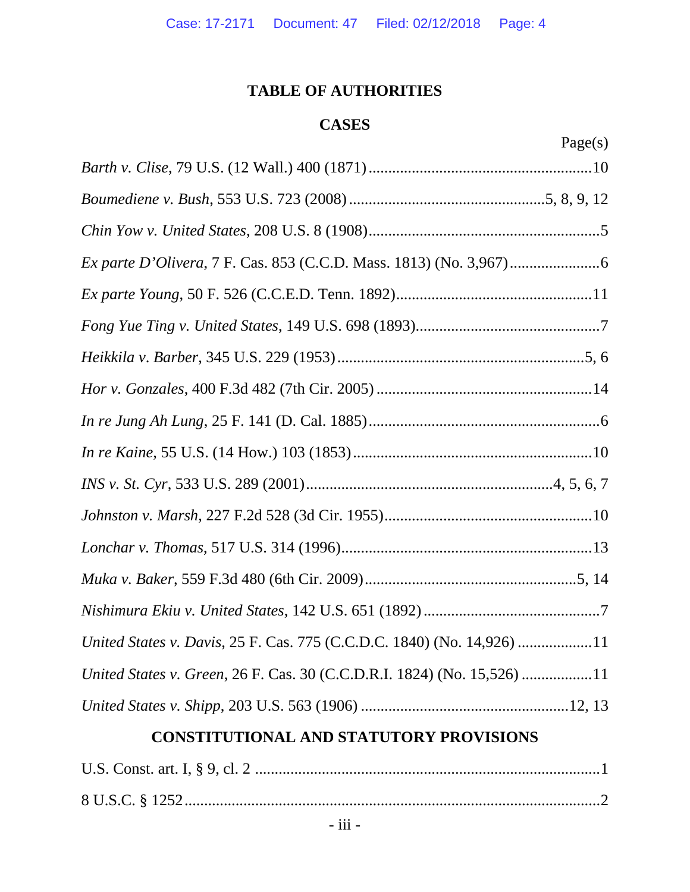# TABLE OF AUTHORITIES

## CASES

Page(s)

*Barth v. Clise*, 79 U.S. (12 Wall.) 400 (1871) ........................................................ 10

*Boumediene v. Bush*, 553 U.S. 723 (2008) ................................................ 5, 8, 9, 12

*Chin Yow v. United States*, 208 U.S. 8 (1908) .......................................................... 5

*Ex parte D'Olivera*, 7 F. Cas. 853 (C.C.D. Mass. 1813) (No. 3,967) ...................... 6

*Ex parte Young*, 50 F. 526 (C.C.E.D. Tenn. 1892) ................................................. 11

*Fong Yue Ting v. United States*, 149 U.S. 698 (1893) .............................................. 7

*Heikkila v. Barber*, 345 U.S. 229 (1953) .............................................................. 5, 6

*Hor v. Gonzales*, 400 F.3d 482 (7th Cir. 2005) ...................................................... 14

*In re Jung Ah Lung*, 25 F. 141 (D. Cal. 1885) .......................................................... 6

*In re Kaine*, 55 U.S. (14 How.) 103 (1853) ............................................................ 10

*INS v. St. Cyr*, 533 U.S. 289 (2001) ............................................................. 4, 5, 6, 7

*Johnston v. Marsh*, 227 F.2d 528 (3d Cir. 1955) ..................................................... 10

*Lonchar v. Thomas*, 517 U.S. 314 (1996) ............................................................... 13

*Muka v. Baker*, 559 F.3d 480 (6th Cir. 2009) ...................................................... 5, 14

*Nishimura Ekiu v. United States*, 142 U.S. 651 (1892) ............................................ 7

*United States v. Davis*, 25 F. Cas. 775 (C.C.D.C. 1840) (No. 14,926) .................. 11

*United States v. Green*, 26 F. Cas. 30 (C.C.D.R.I. 1824) (No. 15,526) ................. 11

*United States v. Shipp*, 203 U.S. 563 (1906) .................................................... 12, 13

## CONSTITUTIONAL AND STATUTORY PROVISIONS

U.S. Const. art. I, § 9, cl. 2 ........................................................................................ 1

8 U.S.C. § 1252 .......................................................................................................... 2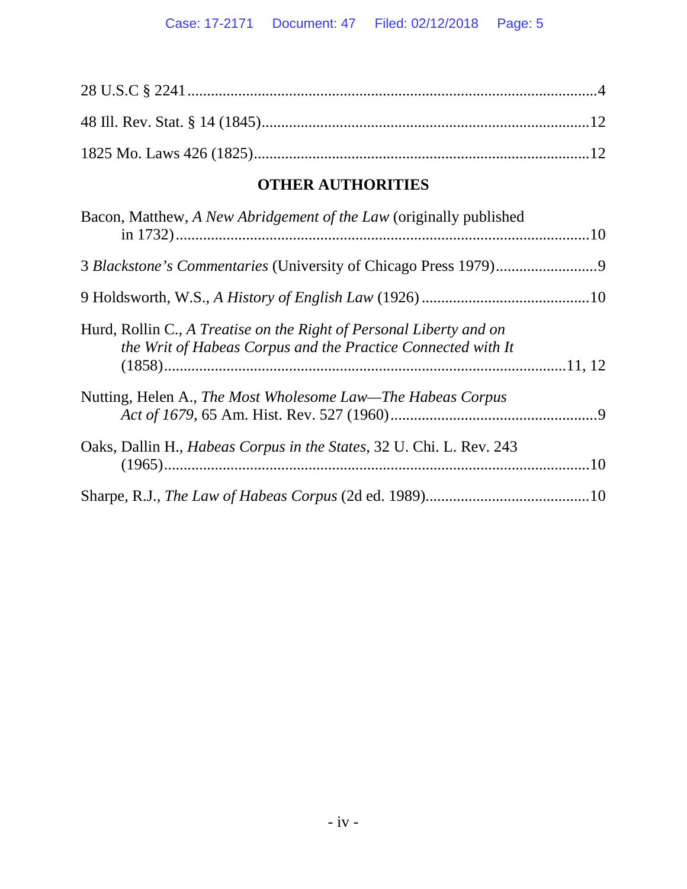28 U.S.C § 2241 ....................................................................................................4

48 Ill. Rev. Stat. § 14 (1845)...................................................................................12

1825 Mo. Laws 426 (1825)......................................................................................12

## OTHER AUTHORITIES

Bacon, Matthew, *A New Abridgement of the Law* (originally published in 1732)..........................................................................................................10

3 *Blackstone's Commentaries* (University of Chicago Press 1979)..........................9

9 Holdsworth, W.S., *A History of English Law* (1926) ...........................................10

Hurd, Rollin C., *A Treatise on the Right of Personal Liberty and on the Writ of Habeas Corpus and the Practice Connected with It* (1858)......................................................................................................11, 12

Nutting, Helen A., *The Most Wholesome Law—The Habeas Corpus Act of 1679*, 65 Am. Hist. Rev. 527 (1960).....................................................9

Oaks, Dallin H., *Habeas Corpus in the States*, 32 U. Chi. L. Rev. 243 (1965).........................................................................................................10

Sharpe, R.J., *The Law of Habeas Corpus* (2d ed. 1989)..........................................10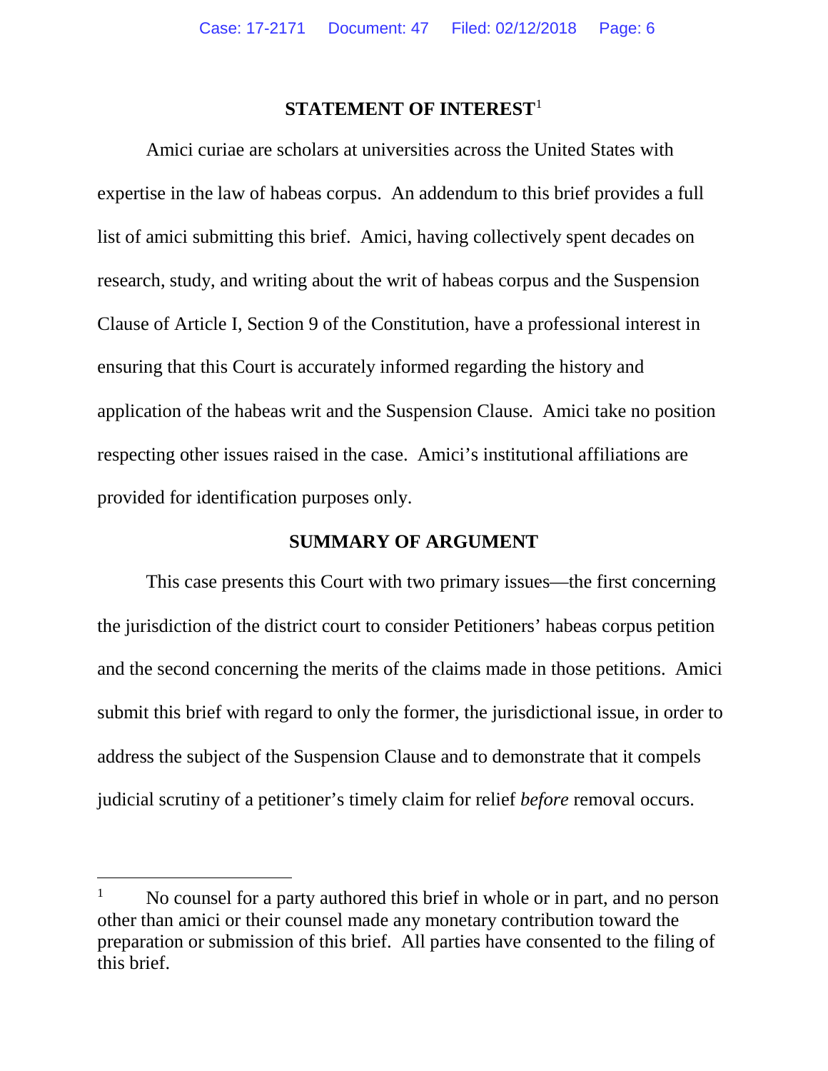## STATEMENT OF INTEREST[1]

Amici curiae are scholars at universities across the United States with expertise in the law of habeas corpus. An addendum to this brief provides a full list of amici submitting this brief. Amici, having collectively spent decades on research, study, and writing about the writ of habeas corpus and the Suspension Clause of Article I, Section 9 of the Constitution, have a professional interest in ensuring that this Court is accurately informed regarding the history and application of the habeas writ and the Suspension Clause. Amici take no position respecting other issues raised in the case. Amici's institutional affiliations are provided for identification purposes only.

## SUMMARY OF ARGUMENT

This case presents this Court with two primary issues—the first concerning the jurisdiction of the district court to consider Petitioners' habeas corpus petition and the second concerning the merits of the claims made in those petitions. Amici submit this brief with regard to only the former, the jurisdictional issue, in order to address the subject of the Suspension Clause and to demonstrate that it compels judicial scrutiny of a petitioner's timely claim for relief *before* removal occurs.

---

[1] No counsel for a party authored this brief in whole or in part, and no person other than amici or their counsel made any monetary contribution toward the preparation or submission of this brief. All parties have consented to the filing of this brief.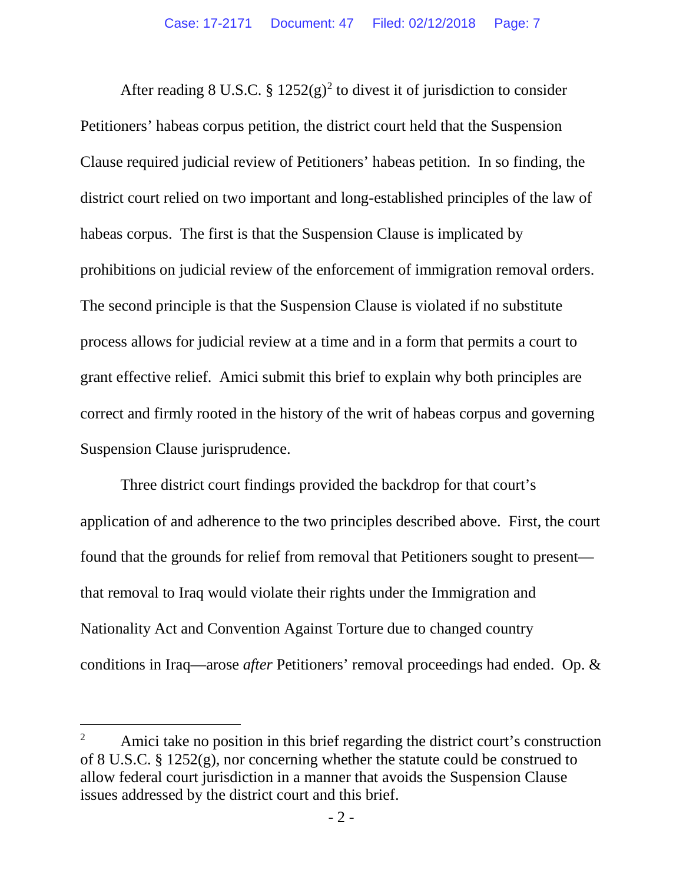After reading 8 U.S.C. § 1252(g)[2] to divest it of jurisdiction to consider Petitioners' habeas corpus petition, the district court held that the Suspension Clause required judicial review of Petitioners' habeas petition. In so finding, the district court relied on two important and long-established principles of the law of habeas corpus. The first is that the Suspension Clause is implicated by prohibitions on judicial review of the enforcement of immigration removal orders. The second principle is that the Suspension Clause is violated if no substitute process allows for judicial review at a time and in a form that permits a court to grant effective relief. Amici submit this brief to explain why both principles are correct and firmly rooted in the history of the writ of habeas corpus and governing Suspension Clause jurisprudence.

Three district court findings provided the backdrop for that court's application of and adherence to the two principles described above. First, the court found that the grounds for relief from removal that Petitioners sought to present—that removal to Iraq would violate their rights under the Immigration and Nationality Act and Convention Against Torture due to changed country conditions in Iraq—arose *after* Petitioners' removal proceedings had ended. Op. &

[2] Amici take no position in this brief regarding the district court's construction of 8 U.S.C. § 1252(g), nor concerning whether the statute could be construed to allow federal court jurisdiction in a manner that avoids the Suspension Clause issues addressed by the district court and this brief.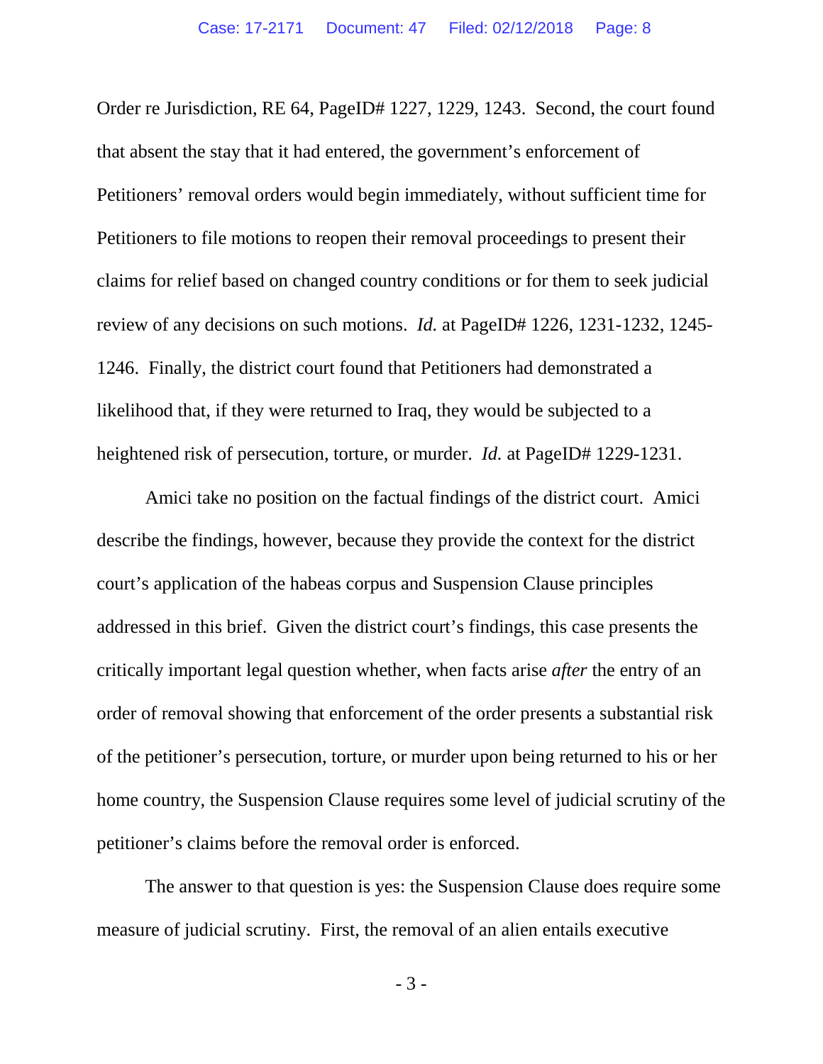Order re Jurisdiction, RE 64, PageID# 1227, 1229, 1243. Second, the court found that absent the stay that it had entered, the government's enforcement of Petitioners' removal orders would begin immediately, without sufficient time for Petitioners to file motions to reopen their removal proceedings to present their claims for relief based on changed country conditions or for them to seek judicial review of any decisions on such motions. *Id.* at PageID# 1226, 1231-1232, 1245-1246. Finally, the district court found that Petitioners had demonstrated a likelihood that, if they were returned to Iraq, they would be subjected to a heightened risk of persecution, torture, or murder. *Id.* at PageID# 1229-1231.

Amici take no position on the factual findings of the district court. Amici describe the findings, however, because they provide the context for the district court's application of the habeas corpus and Suspension Clause principles addressed in this brief. Given the district court's findings, this case presents the critically important legal question whether, when facts arise *after* the entry of an order of removal showing that enforcement of the order presents a substantial risk of the petitioner's persecution, torture, or murder upon being returned to his or her home country, the Suspension Clause requires some level of judicial scrutiny of the petitioner's claims before the removal order is enforced.

The answer to that question is yes: the Suspension Clause does require some measure of judicial scrutiny. First, the removal of an alien entails executive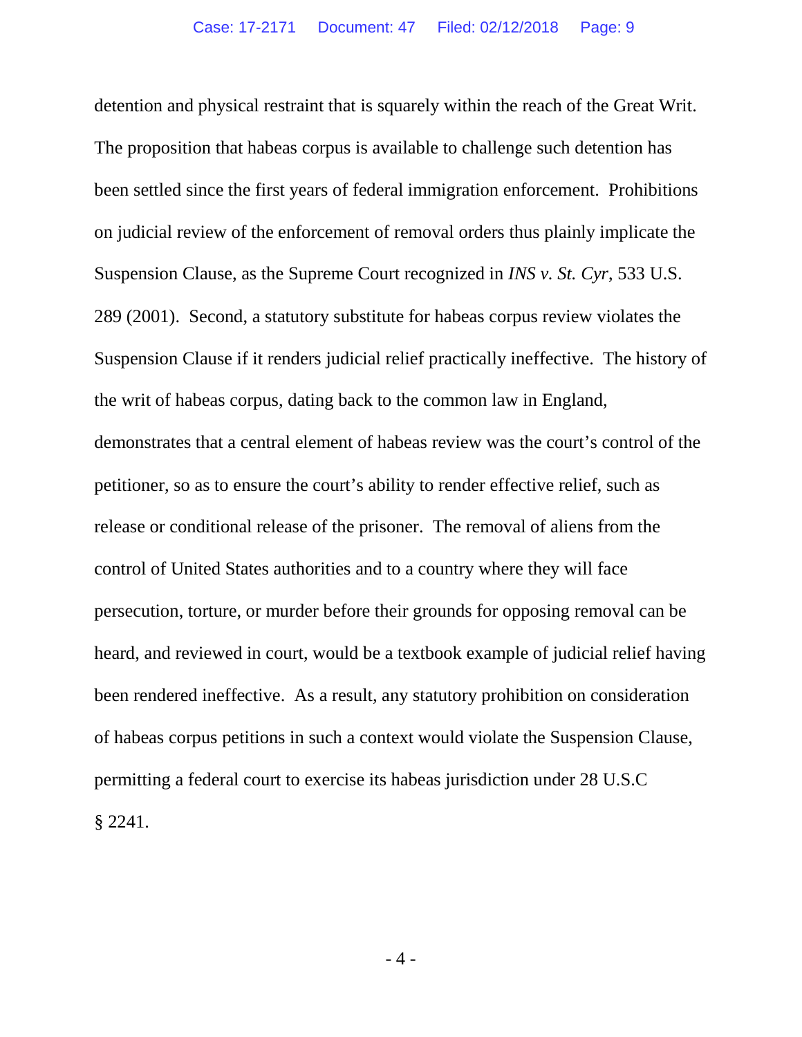detention and physical restraint that is squarely within the reach of the Great Writ. The proposition that habeas corpus is available to challenge such detention has been settled since the first years of federal immigration enforcement. Prohibitions on judicial review of the enforcement of removal orders thus plainly implicate the Suspension Clause, as the Supreme Court recognized in *INS v. St. Cyr*, 533 U.S. 289 (2001). Second, a statutory substitute for habeas corpus review violates the Suspension Clause if it renders judicial relief practically ineffective. The history of the writ of habeas corpus, dating back to the common law in England, demonstrates that a central element of habeas review was the court's control of the petitioner, so as to ensure the court's ability to render effective relief, such as release or conditional release of the prisoner. The removal of aliens from the control of United States authorities and to a country where they will face persecution, torture, or murder before their grounds for opposing removal can be heard, and reviewed in court, would be a textbook example of judicial relief having been rendered ineffective. As a result, any statutory prohibition on consideration of habeas corpus petitions in such a context would violate the Suspension Clause, permitting a federal court to exercise its habeas jurisdiction under 28 U.S.C § 2241.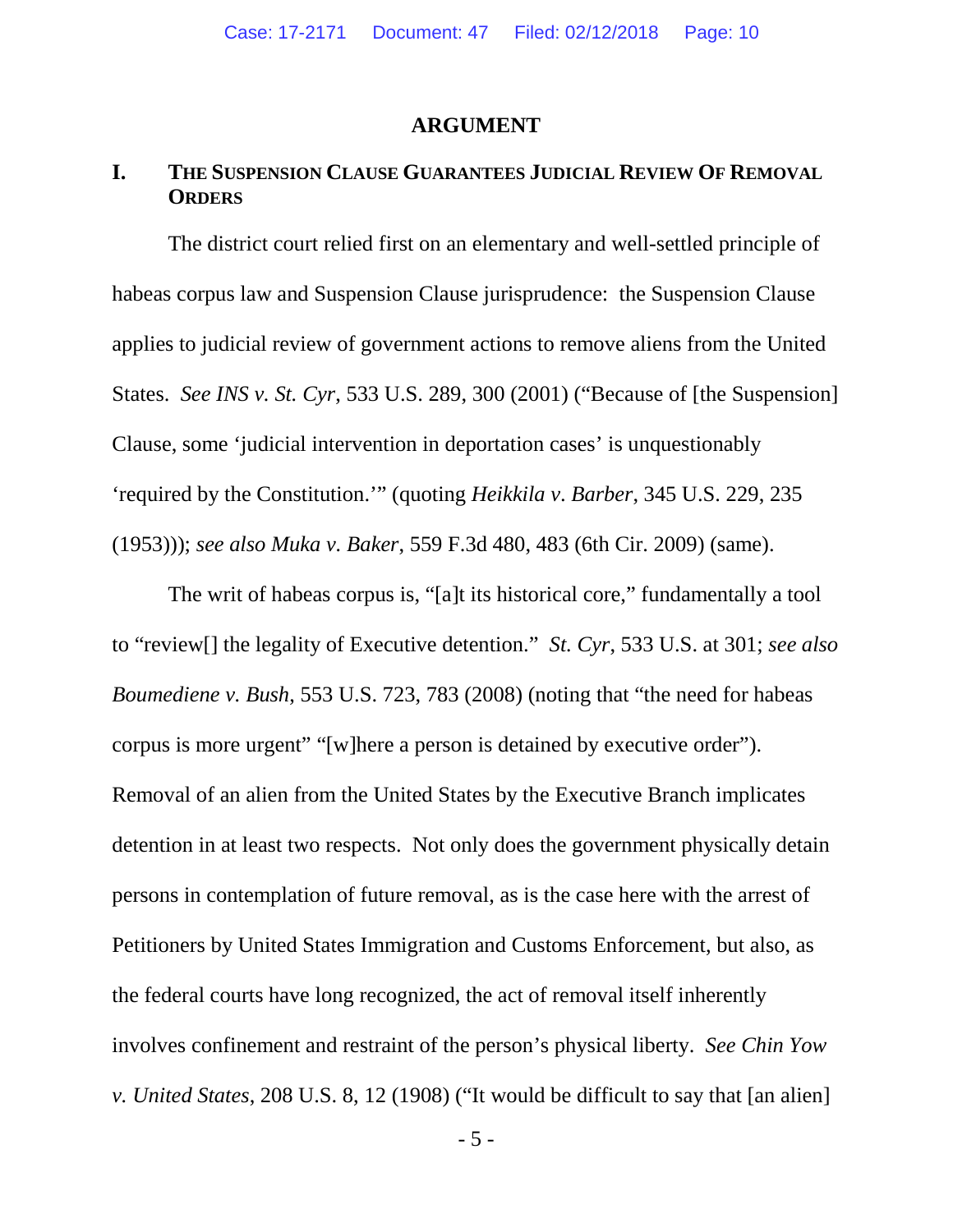# ARGUMENT

## I. THE SUSPENSION CLAUSE GUARANTEES JUDICIAL REVIEW OF REMOVAL ORDERS

The district court relied first on an elementary and well-settled principle of habeas corpus law and Suspension Clause jurisprudence: the Suspension Clause applies to judicial review of government actions to remove aliens from the United States. *See INS v. St. Cyr*, 533 U.S. 289, 300 (2001) ("Because of [the Suspension] Clause, some 'judicial intervention in deportation cases' is unquestionably 'required by the Constitution.'" (quoting *Heikkila v. Barber*, 345 U.S. 229, 235 (1953))); *see also Muka v. Baker*, 559 F.3d 480, 483 (6th Cir. 2009) (same).

The writ of habeas corpus is, "[a]t its historical core," fundamentally a tool to "review[] the legality of Executive detention." *St. Cyr*, 533 U.S. at 301; *see also Boumediene v. Bush*, 553 U.S. 723, 783 (2008) (noting that "the need for habeas corpus is more urgent" "[w]here a person is detained by executive order"). Removal of an alien from the United States by the Executive Branch implicates detention in at least two respects. Not only does the government physically detain persons in contemplation of future removal, as is the case here with the arrest of Petitioners by United States Immigration and Customs Enforcement, but also, as the federal courts have long recognized, the act of removal itself inherently involves confinement and restraint of the person's physical liberty. *See Chin Yow v. United States*, 208 U.S. 8, 12 (1908) ("It would be difficult to say that [an alien]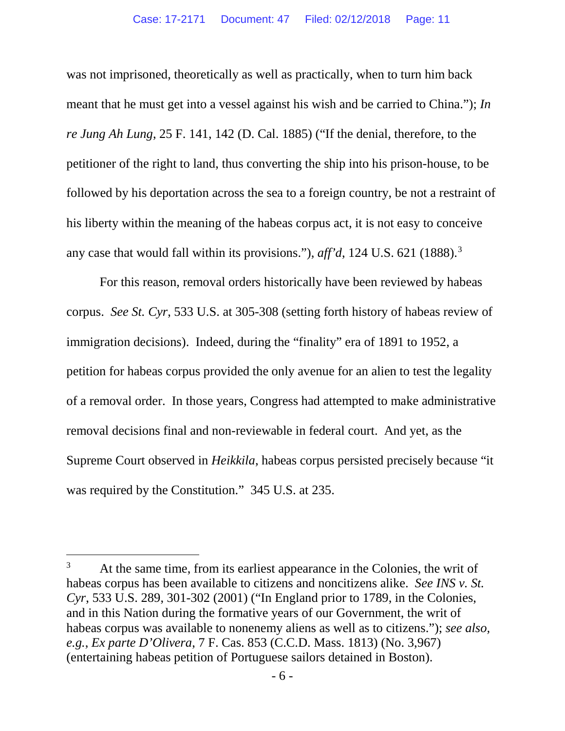was not imprisoned, theoretically as well as practically, when to turn him back meant that he must get into a vessel against his wish and be carried to China."); *In re Jung Ah Lung*, 25 F. 141, 142 (D. Cal. 1885) ("If the denial, therefore, to the petitioner of the right to land, thus converting the ship into his prison-house, to be followed by his deportation across the sea to a foreign country, be not a restraint of his liberty within the meaning of the habeas corpus act, it is not easy to conceive any case that would fall within its provisions."), *aff'd*, 124 U.S. 621 (1888).[3]

For this reason, removal orders historically have been reviewed by habeas corpus. *See St. Cyr*, 533 U.S. at 305-308 (setting forth history of habeas review of immigration decisions). Indeed, during the "finality" era of 1891 to 1952, a petition for habeas corpus provided the only avenue for an alien to test the legality of a removal order. In those years, Congress had attempted to make administrative removal decisions final and non-reviewable in federal court. And yet, as the Supreme Court observed in *Heikkila*, habeas corpus persisted precisely because "it was required by the Constitution." 345 U.S. at 235.

---

[3] At the same time, from its earliest appearance in the Colonies, the writ of habeas corpus has been available to citizens and noncitizens alike. *See INS v. St. Cyr*, 533 U.S. 289, 301-302 (2001) ("In England prior to 1789, in the Colonies, and in this Nation during the formative years of our Government, the writ of habeas corpus was available to nonenemy aliens as well as to citizens."); *see also, e.g.*, *Ex parte D'Olivera*, 7 F. Cas. 853 (C.C.D. Mass. 1813) (No. 3,967) (entertaining habeas petition of Portuguese sailors detained in Boston).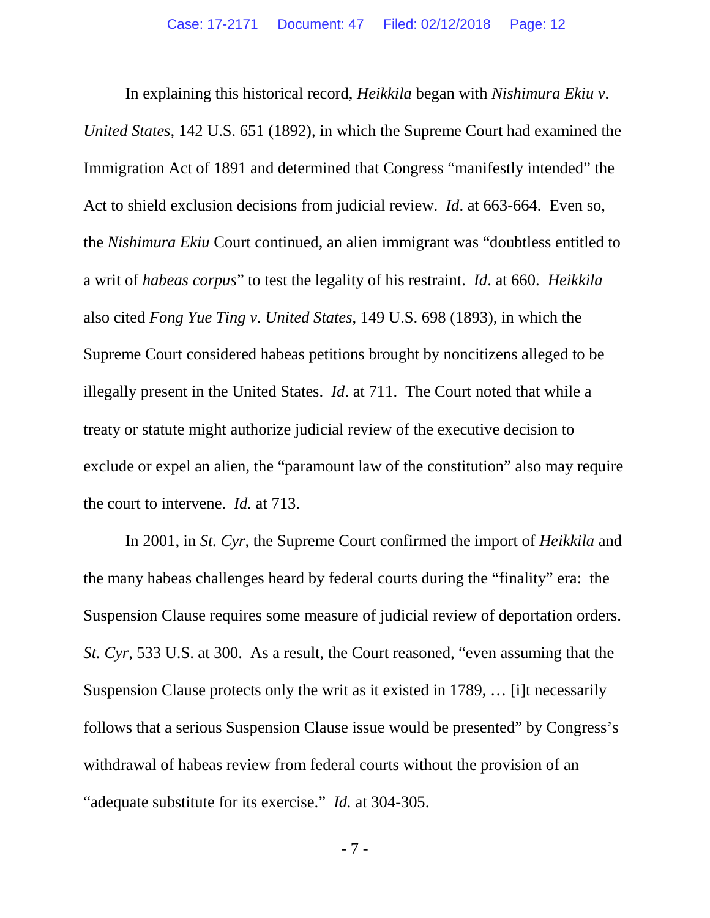In explaining this historical record, *Heikkila* began with *Nishimura Ekiu v. United States*, 142 U.S. 651 (1892), in which the Supreme Court had examined the Immigration Act of 1891 and determined that Congress "manifestly intended" the Act to shield exclusion decisions from judicial review. *Id*. at 663-664. Even so, the *Nishimura Ekiu* Court continued, an alien immigrant was "doubtless entitled to a writ of *habeas corpus*" to test the legality of his restraint. *Id*. at 660. *Heikkila* also cited *Fong Yue Ting v. United States*, 149 U.S. 698 (1893), in which the Supreme Court considered habeas petitions brought by noncitizens alleged to be illegally present in the United States. *Id*. at 711. The Court noted that while a treaty or statute might authorize judicial review of the executive decision to exclude or expel an alien, the "paramount law of the constitution" also may require the court to intervene. *Id.* at 713.

In 2001, in *St. Cyr*, the Supreme Court confirmed the import of *Heikkila* and the many habeas challenges heard by federal courts during the "finality" era: the Suspension Clause requires some measure of judicial review of deportation orders. *St. Cyr*, 533 U.S. at 300. As a result, the Court reasoned, "even assuming that the Suspension Clause protects only the writ as it existed in 1789, … [i]t necessarily follows that a serious Suspension Clause issue would be presented" by Congress's withdrawal of habeas review from federal courts without the provision of an "adequate substitute for its exercise." *Id.* at 304-305.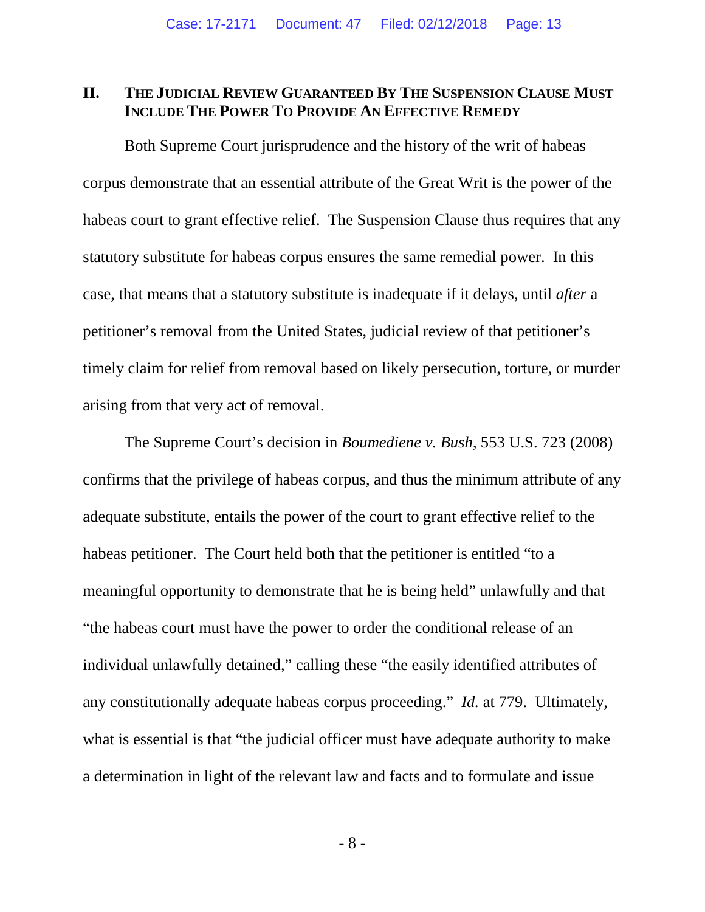## II. THE JUDICIAL REVIEW GUARANTEED BY THE SUSPENSION CLAUSE MUST INCLUDE THE POWER TO PROVIDE AN EFFECTIVE REMEDY

Both Supreme Court jurisprudence and the history of the writ of habeas corpus demonstrate that an essential attribute of the Great Writ is the power of the habeas court to grant effective relief. The Suspension Clause thus requires that any statutory substitute for habeas corpus ensures the same remedial power. In this case, that means that a statutory substitute is inadequate if it delays, until *after* a petitioner's removal from the United States, judicial review of that petitioner's timely claim for relief from removal based on likely persecution, torture, or murder arising from that very act of removal.

The Supreme Court's decision in *Boumediene v. Bush*, 553 U.S. 723 (2008) confirms that the privilege of habeas corpus, and thus the minimum attribute of any adequate substitute, entails the power of the court to grant effective relief to the habeas petitioner. The Court held both that the petitioner is entitled "to a meaningful opportunity to demonstrate that he is being held" unlawfully and that "the habeas court must have the power to order the conditional release of an individual unlawfully detained," calling these "the easily identified attributes of any constitutionally adequate habeas corpus proceeding." *Id.* at 779. Ultimately, what is essential is that "the judicial officer must have adequate authority to make a determination in light of the relevant law and facts and to formulate and issue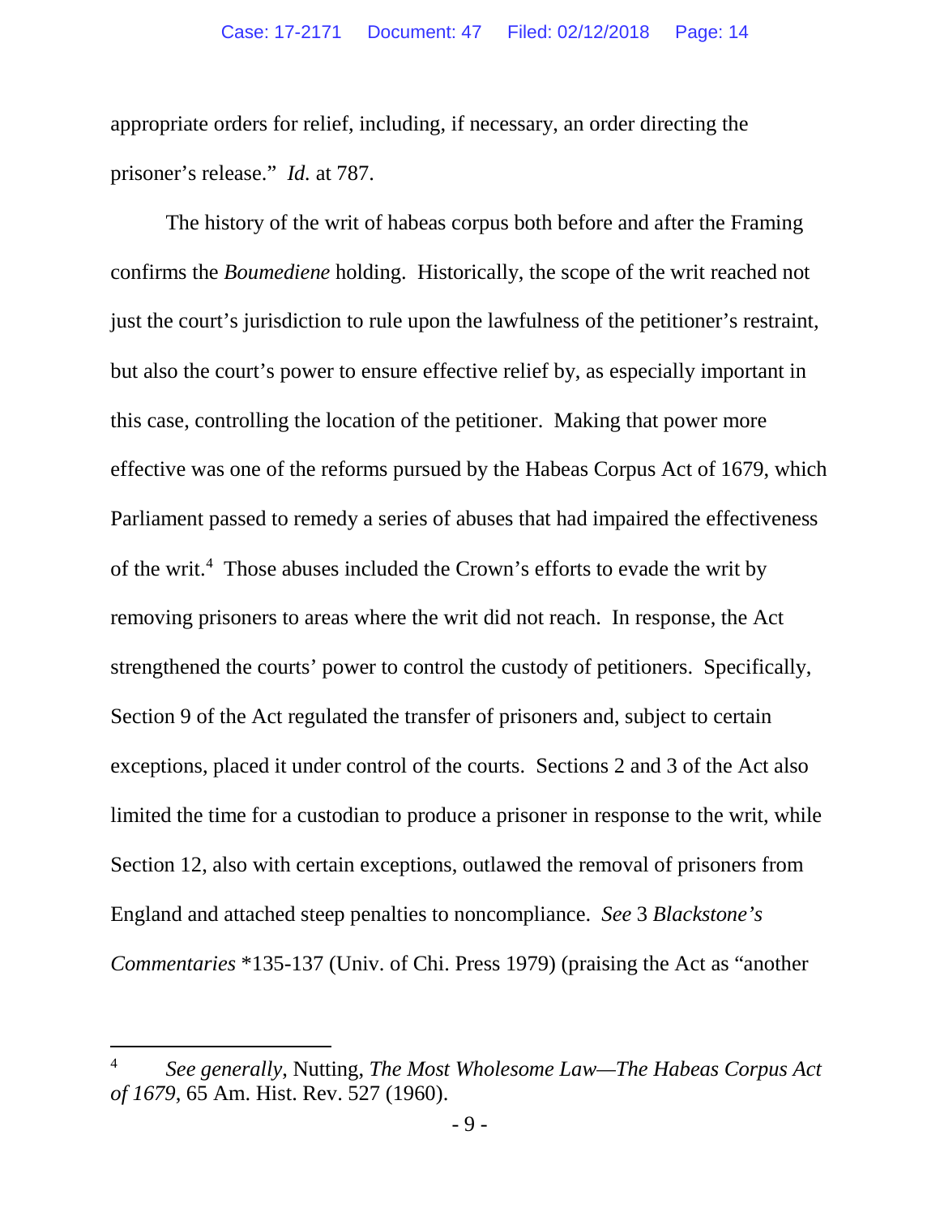appropriate orders for relief, including, if necessary, an order directing the prisoner's release." *Id.* at 787.

The history of the writ of habeas corpus both before and after the Framing confirms the *Boumediene* holding. Historically, the scope of the writ reached not just the court's jurisdiction to rule upon the lawfulness of the petitioner's restraint, but also the court's power to ensure effective relief by, as especially important in this case, controlling the location of the petitioner. Making that power more effective was one of the reforms pursued by the Habeas Corpus Act of 1679, which Parliament passed to remedy a series of abuses that had impaired the effectiveness of the writ.[4] Those abuses included the Crown's efforts to evade the writ by removing prisoners to areas where the writ did not reach. In response, the Act strengthened the courts' power to control the custody of petitioners. Specifically, Section 9 of the Act regulated the transfer of prisoners and, subject to certain exceptions, placed it under control of the courts. Sections 2 and 3 of the Act also limited the time for a custodian to produce a prisoner in response to the writ, while Section 12, also with certain exceptions, outlawed the removal of prisoners from England and attached steep penalties to noncompliance. *See* 3 *Blackstone's Commentaries* *135-137 (Univ. of Chi. Press 1979) (praising the Act as "another

---

[4] *See generally*, Nutting, *The Most Wholesome Law—The Habeas Corpus Act of 1679*, 65 Am. Hist. Rev. 527 (1960).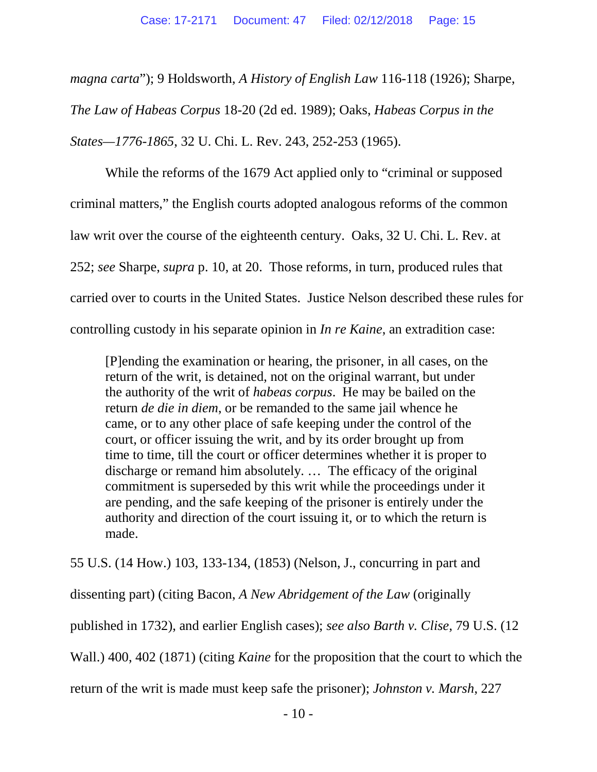*magna carta*"); 9 Holdsworth, *A History of English Law* 116-118 (1926); Sharpe, *The Law of Habeas Corpus* 18-20 (2d ed. 1989); Oaks, *Habeas Corpus in the States—1776-1865*, 32 U. Chi. L. Rev. 243, 252-253 (1965).

While the reforms of the 1679 Act applied only to "criminal or supposed criminal matters," the English courts adopted analogous reforms of the common law writ over the course of the eighteenth century. Oaks, 32 U. Chi. L. Rev. at 252; *see* Sharpe, *supra* p. 10, at 20. Those reforms, in turn, produced rules that carried over to courts in the United States. Justice Nelson described these rules for controlling custody in his separate opinion in *In re Kaine*, an extradition case:

> [P]ending the examination or hearing, the prisoner, in all cases, on the return of the writ, is detained, not on the original warrant, but under the authority of the writ of *habeas corpus*. He may be bailed on the return *de die in diem*, or be remanded to the same jail whence he came, or to any other place of safe keeping under the control of the court, or officer issuing the writ, and by its order brought up from time to time, till the court or officer determines whether it is proper to discharge or remand him absolutely. … The efficacy of the original commitment is superseded by this writ while the proceedings under it are pending, and the safe keeping of the prisoner is entirely under the authority and direction of the court issuing it, or to which the return is made.

55 U.S. (14 How.) 103, 133-134, (1853) (Nelson, J., concurring in part and dissenting part) (citing Bacon, *A New Abridgement of the Law* (originally published in 1732), and earlier English cases); *see also Barth v. Clise*, 79 U.S. (12 Wall.) 400, 402 (1871) (citing *Kaine* for the proposition that the court to which the return of the writ is made must keep safe the prisoner); *Johnston v. Marsh*, 227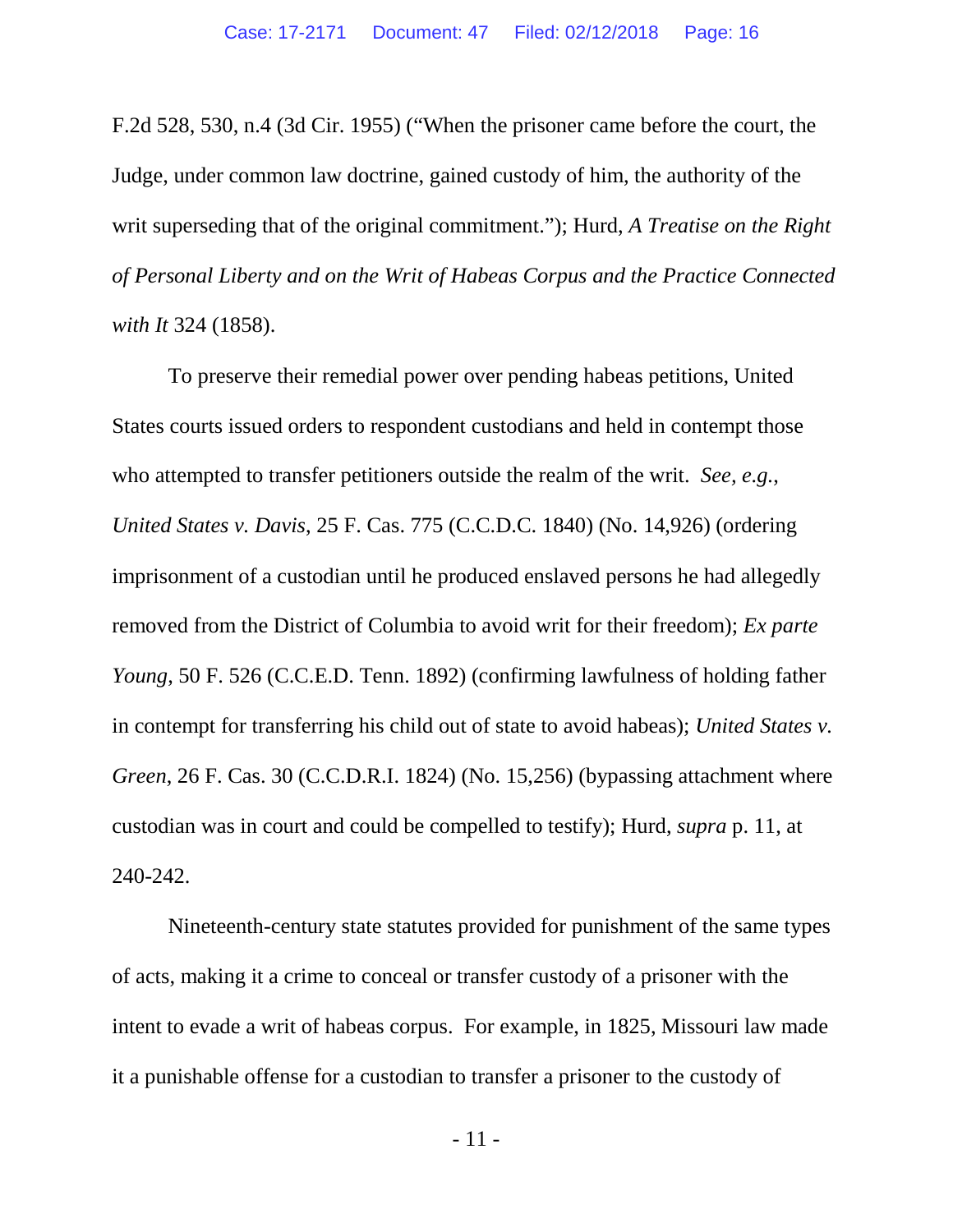F.2d 528, 530, n.4 (3d Cir. 1955) ("When the prisoner came before the court, the Judge, under common law doctrine, gained custody of him, the authority of the writ superseding that of the original commitment."); Hurd, *A Treatise on the Right of Personal Liberty and on the Writ of Habeas Corpus and the Practice Connected with It* 324 (1858).

To preserve their remedial power over pending habeas petitions, United States courts issued orders to respondent custodians and held in contempt those who attempted to transfer petitioners outside the realm of the writ. *See, e.g.*, *United States v. Davis*, 25 F. Cas. 775 (C.C.D.C. 1840) (No. 14,926) (ordering imprisonment of a custodian until he produced enslaved persons he had allegedly removed from the District of Columbia to avoid writ for their freedom); *Ex parte Young*, 50 F. 526 (C.C.E.D. Tenn. 1892) (confirming lawfulness of holding father in contempt for transferring his child out of state to avoid habeas); *United States v. Green*, 26 F. Cas. 30 (C.C.D.R.I. 1824) (No. 15,256) (bypassing attachment where custodian was in court and could be compelled to testify); Hurd, *supra* p. 11, at 240-242.

Nineteenth-century state statutes provided for punishment of the same types of acts, making it a crime to conceal or transfer custody of a prisoner with the intent to evade a writ of habeas corpus. For example, in 1825, Missouri law made it a punishable offense for a custodian to transfer a prisoner to the custody of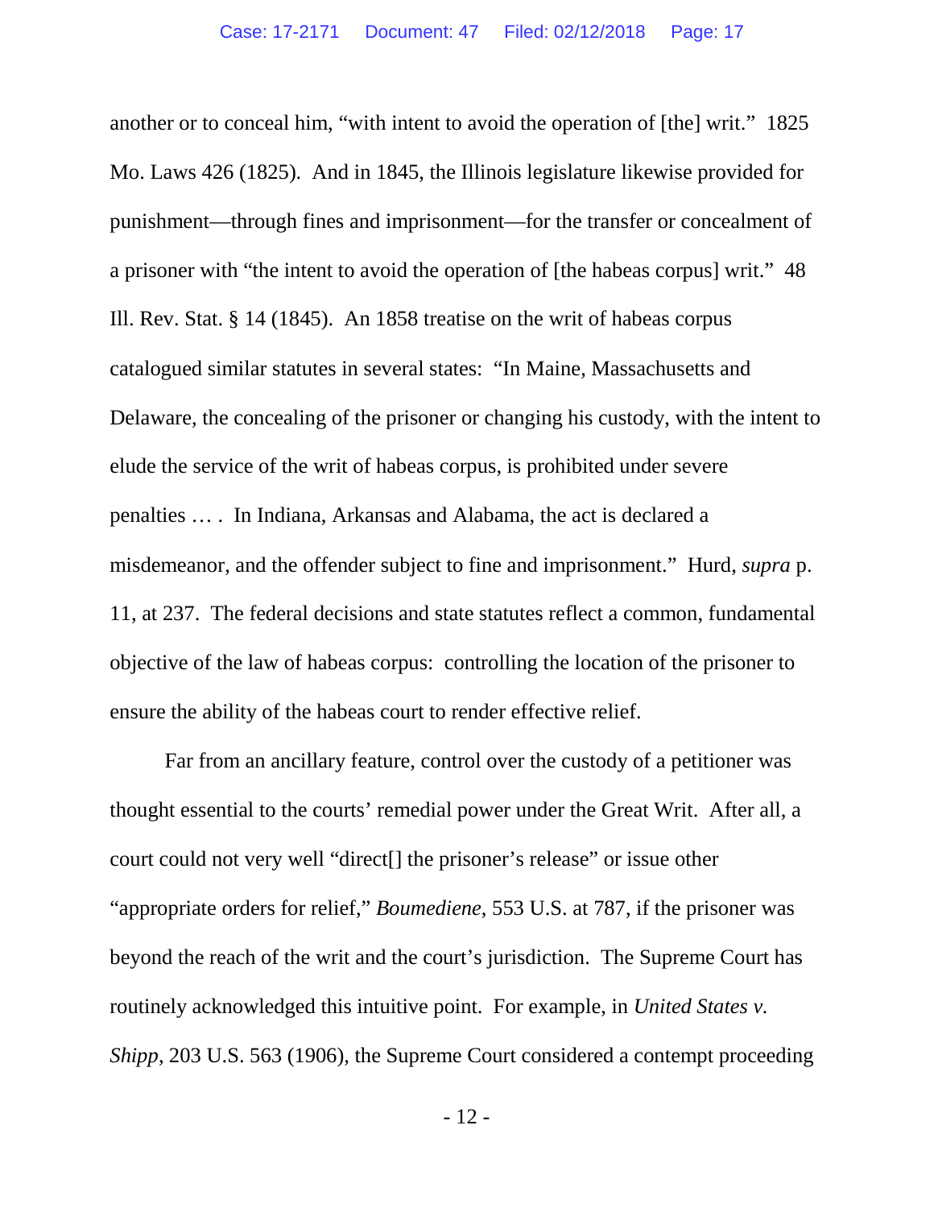another or to conceal him, "with intent to avoid the operation of [the] writ." 1825 Mo. Laws 426 (1825). And in 1845, the Illinois legislature likewise provided for punishment—through fines and imprisonment—for the transfer or concealment of a prisoner with "the intent to avoid the operation of [the habeas corpus] writ." 48 Ill. Rev. Stat. § 14 (1845). An 1858 treatise on the writ of habeas corpus catalogued similar statutes in several states: "In Maine, Massachusetts and Delaware, the concealing of the prisoner or changing his custody, with the intent to elude the service of the writ of habeas corpus, is prohibited under severe penalties … . In Indiana, Arkansas and Alabama, the act is declared a misdemeanor, and the offender subject to fine and imprisonment." Hurd, *supra* p. 11, at 237. The federal decisions and state statutes reflect a common, fundamental objective of the law of habeas corpus: controlling the location of the prisoner to ensure the ability of the habeas court to render effective relief.

Far from an ancillary feature, control over the custody of a petitioner was thought essential to the courts' remedial power under the Great Writ. After all, a court could not very well "direct[] the prisoner's release" or issue other "appropriate orders for relief," *Boumediene*, 553 U.S. at 787, if the prisoner was beyond the reach of the writ and the court's jurisdiction. The Supreme Court has routinely acknowledged this intuitive point. For example, in *United States v. Shipp*, 203 U.S. 563 (1906), the Supreme Court considered a contempt proceeding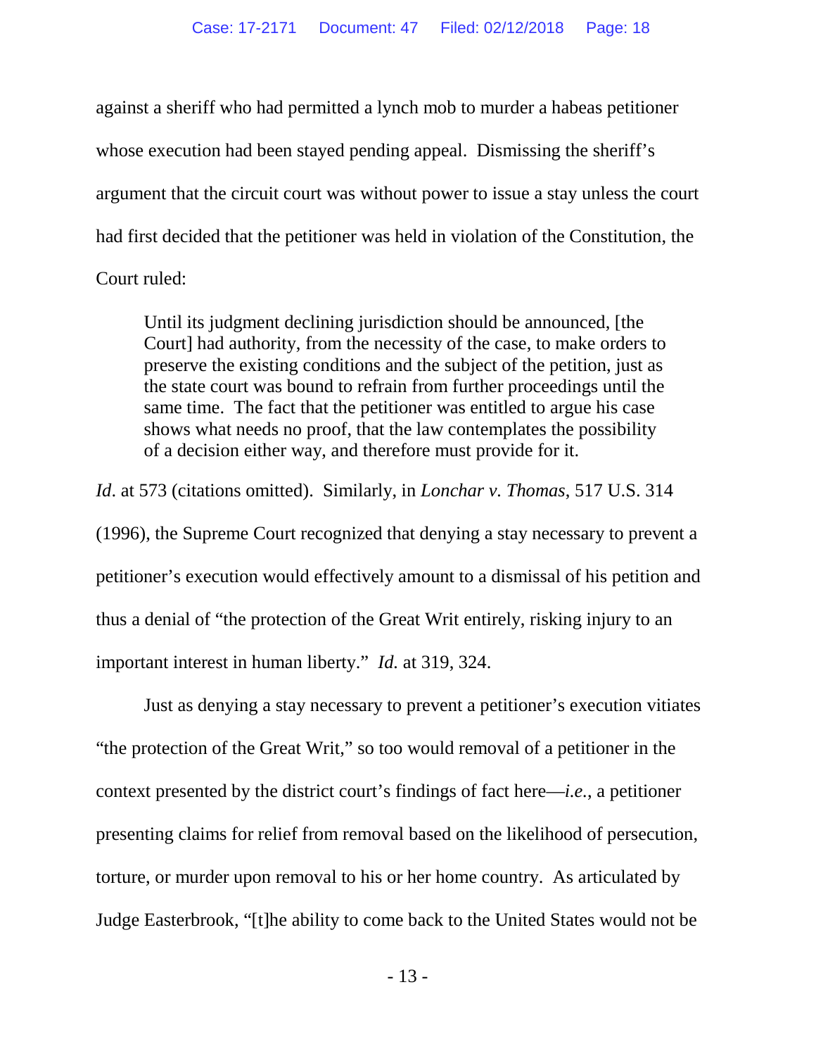against a sheriff who had permitted a lynch mob to murder a habeas petitioner whose execution had been stayed pending appeal. Dismissing the sheriff's argument that the circuit court was without power to issue a stay unless the court had first decided that the petitioner was held in violation of the Constitution, the Court ruled:

> Until its judgment declining jurisdiction should be announced, [the Court] had authority, from the necessity of the case, to make orders to preserve the existing conditions and the subject of the petition, just as the state court was bound to refrain from further proceedings until the same time. The fact that the petitioner was entitled to argue his case shows what needs no proof, that the law contemplates the possibility of a decision either way, and therefore must provide for it.

*Id*. at 573 (citations omitted). Similarly, in *Lonchar v. Thomas*, 517 U.S. 314 (1996), the Supreme Court recognized that denying a stay necessary to prevent a petitioner's execution would effectively amount to a dismissal of his petition and thus a denial of "the protection of the Great Writ entirely, risking injury to an important interest in human liberty." *Id.* at 319, 324.

Just as denying a stay necessary to prevent a petitioner's execution vitiates "the protection of the Great Writ," so too would removal of a petitioner in the context presented by the district court's findings of fact here—*i.e.*, a petitioner presenting claims for relief from removal based on the likelihood of persecution, torture, or murder upon removal to his or her home country. As articulated by Judge Easterbrook, "[t]he ability to come back to the United States would not be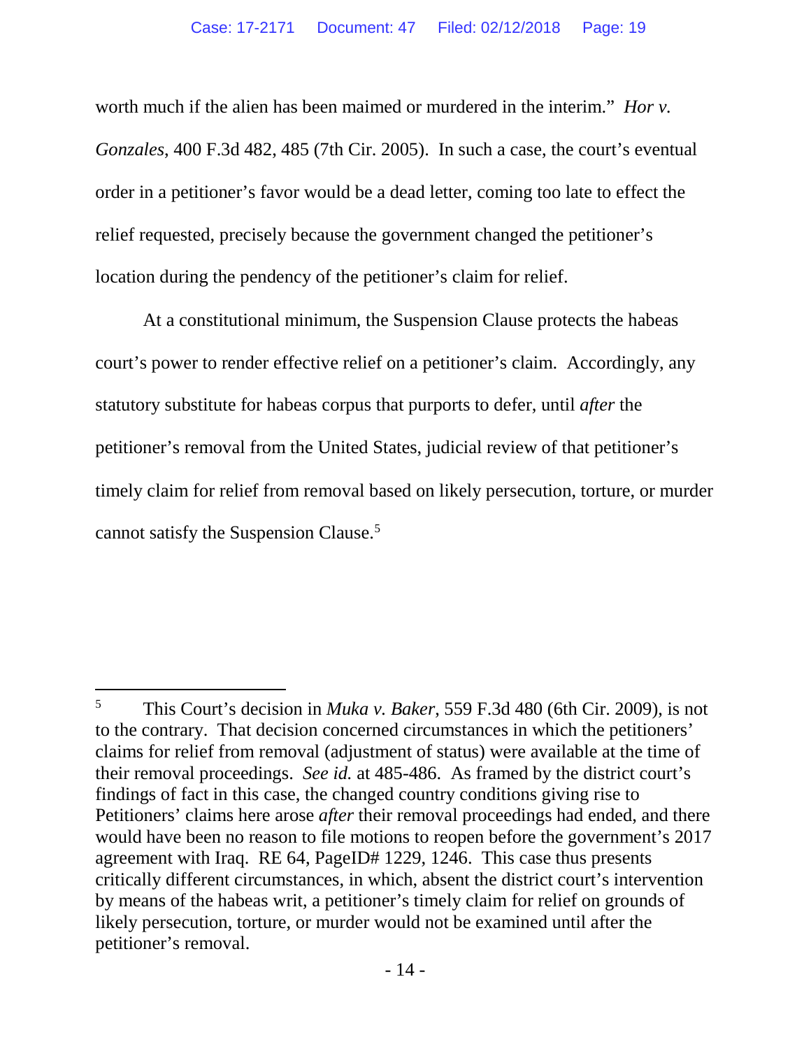worth much if the alien has been maimed or murdered in the interim." *Hor v. Gonzales*, 400 F.3d 482, 485 (7th Cir. 2005). In such a case, the court's eventual order in a petitioner's favor would be a dead letter, coming too late to effect the relief requested, precisely because the government changed the petitioner's location during the pendency of the petitioner's claim for relief.

At a constitutional minimum, the Suspension Clause protects the habeas court's power to render effective relief on a petitioner's claim. Accordingly, any statutory substitute for habeas corpus that purports to defer, until *after* the petitioner's removal from the United States, judicial review of that petitioner's timely claim for relief from removal based on likely persecution, torture, or murder cannot satisfy the Suspension Clause.[5]

---

[5] This Court's decision in *Muka v. Baker*, 559 F.3d 480 (6th Cir. 2009), is not to the contrary. That decision concerned circumstances in which the petitioners' claims for relief from removal (adjustment of status) were available at the time of their removal proceedings. *See id.* at 485-486. As framed by the district court's findings of fact in this case, the changed country conditions giving rise to Petitioners' claims here arose *after* their removal proceedings had ended, and there would have been no reason to file motions to reopen before the government's 2017 agreement with Iraq. RE 64, PageID# 1229, 1246. This case thus presents critically different circumstances, in which, absent the district court's intervention by means of the habeas writ, a petitioner's timely claim for relief on grounds of likely persecution, torture, or murder would not be examined until after the petitioner's removal.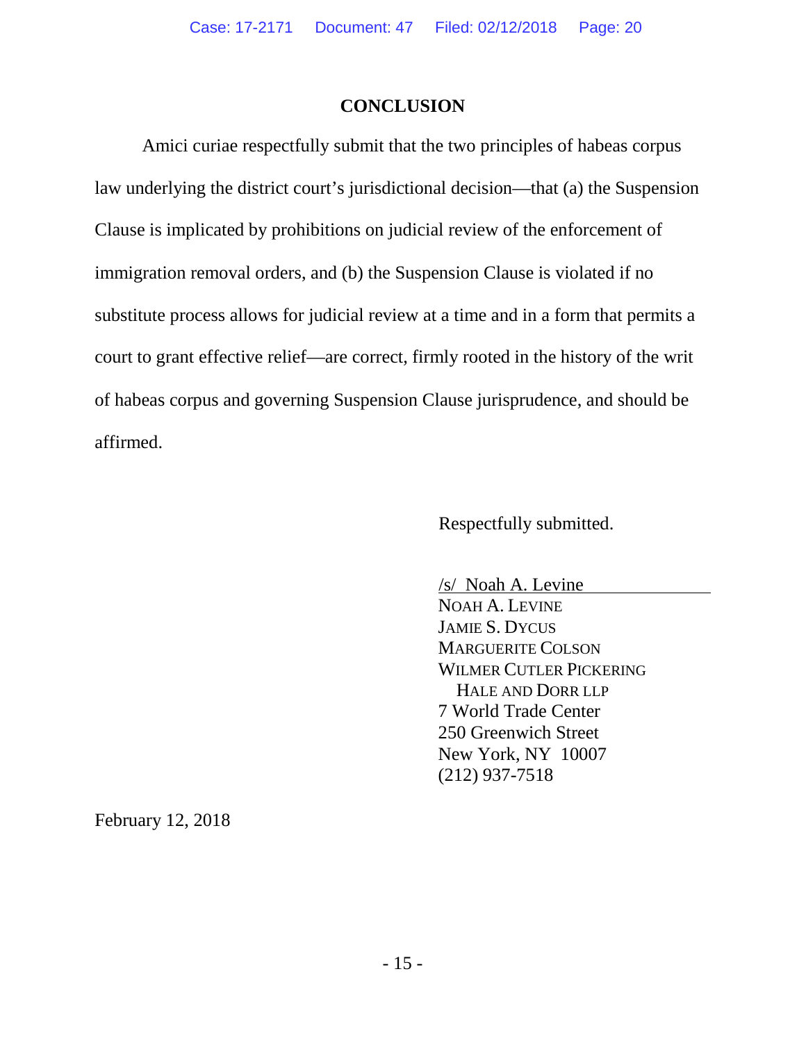## CONCLUSION

Amici curiae respectfully submit that the two principles of habeas corpus law underlying the district court's jurisdictional decision—that (a) the Suspension Clause is implicated by prohibitions on judicial review of the enforcement of immigration removal orders, and (b) the Suspension Clause is violated if no substitute process allows for judicial review at a time and in a form that permits a court to grant effective relief—are correct, firmly rooted in the history of the writ of habeas corpus and governing Suspension Clause jurisprudence, and should be affirmed.

Respectfully submitted.

/s/ Noah A. Levine
NOAH A. LEVINE
JAMIE S. DYCUS
MARGUERITE COLSON
WILMER CUTLER PICKERING
HALE AND DORR LLP
7 World Trade Center
250 Greenwich Street
New York, NY 10007
(212) 937-7518

February 12, 2018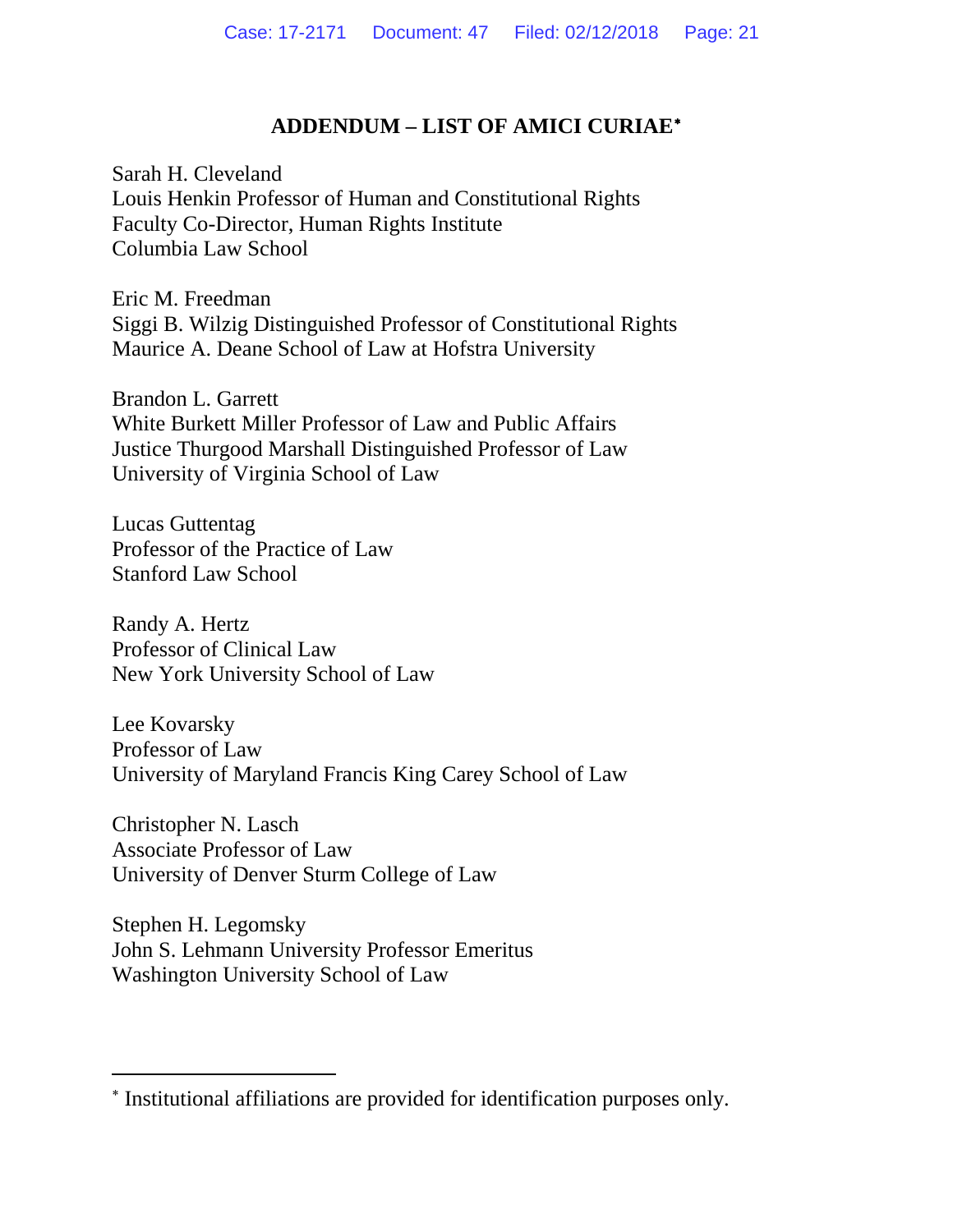## ADDENDUM – LIST OF AMICI CURIAE[*]

Sarah H. Cleveland
Louis Henkin Professor of Human and Constitutional Rights
Faculty Co-Director, Human Rights Institute
Columbia Law School

Eric M. Freedman
Siggi B. Wilzig Distinguished Professor of Constitutional Rights
Maurice A. Deane School of Law at Hofstra University

Brandon L. Garrett
White Burkett Miller Professor of Law and Public Affairs
Justice Thurgood Marshall Distinguished Professor of Law
University of Virginia School of Law

Lucas Guttentag
Professor of the Practice of Law
Stanford Law School

Randy A. Hertz
Professor of Clinical Law
New York University School of Law

Lee Kovarsky
Professor of Law
University of Maryland Francis King Carey School of Law

Christopher N. Lasch
Associate Professor of Law
University of Denver Sturm College of Law

Stephen H. Legomsky
John S. Lehmann University Professor Emeritus
Washington University School of Law

---

[*] Institutional affiliations are provided for identification purposes only.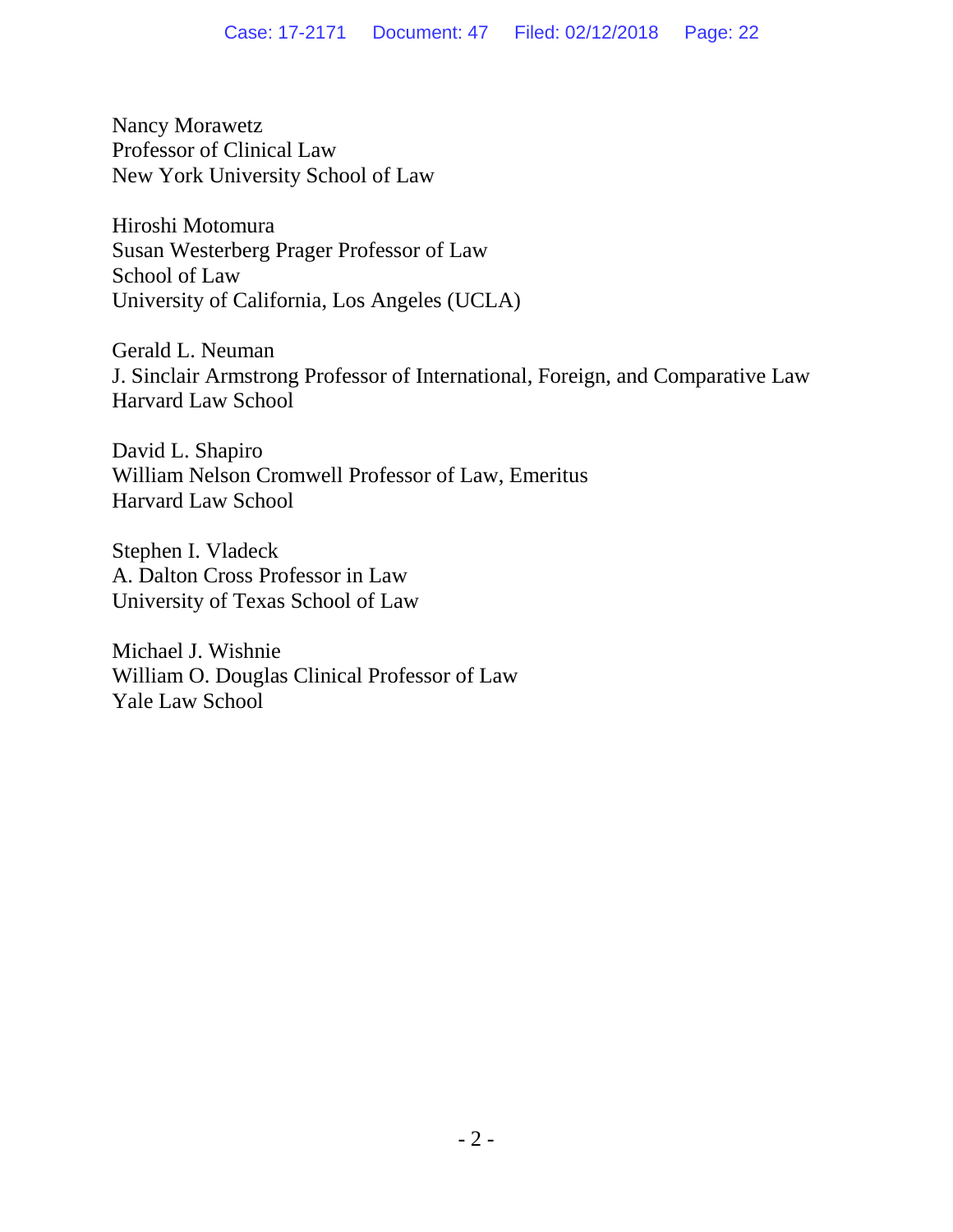Nancy Morawetz
Professor of Clinical Law
New York University School of Law

Hiroshi Motomura
Susan Westerberg Prager Professor of Law
School of Law
University of California, Los Angeles (UCLA)

Gerald L. Neuman
J. Sinclair Armstrong Professor of International, Foreign, and Comparative Law
Harvard Law School

David L. Shapiro
William Nelson Cromwell Professor of Law, Emeritus
Harvard Law School

Stephen I. Vladeck
A. Dalton Cross Professor in Law
University of Texas School of Law

Michael J. Wishnie
William O. Douglas Clinical Professor of Law
Yale Law School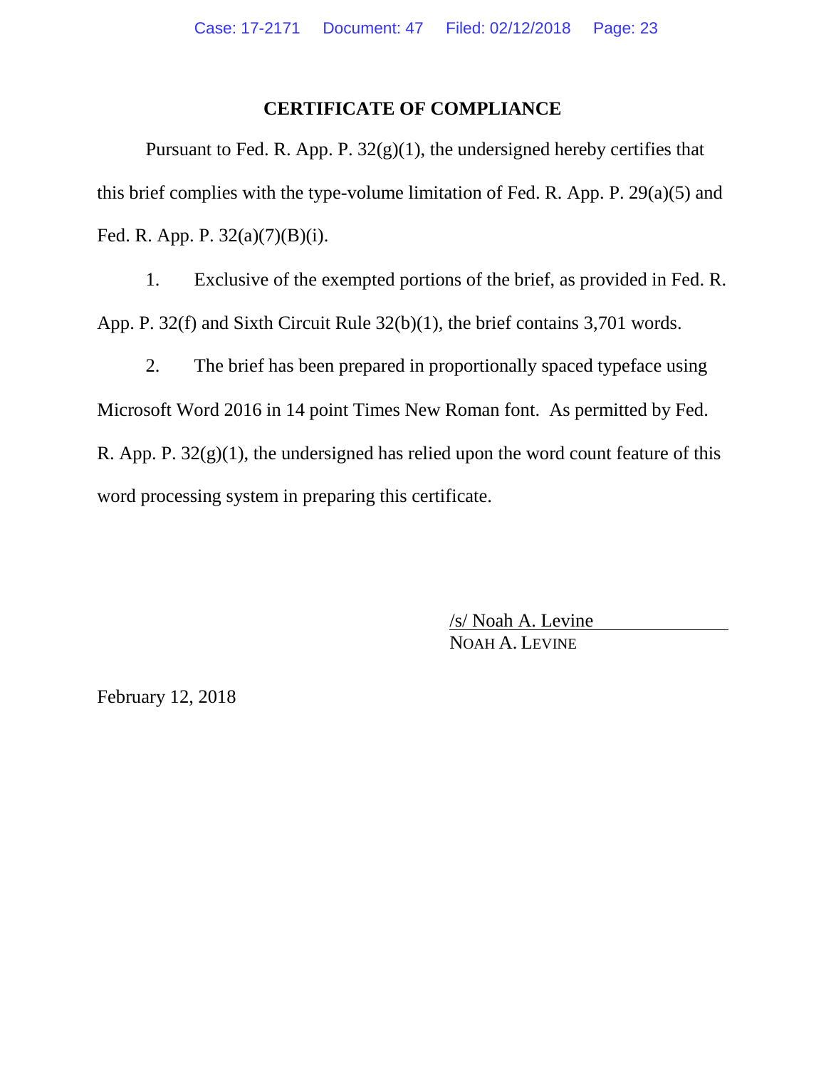## CERTIFICATE OF COMPLIANCE

Pursuant to Fed. R. App. P. 32(g)(1), the undersigned hereby certifies that this brief complies with the type-volume limitation of Fed. R. App. P. 29(a)(5) and Fed. R. App. P. 32(a)(7)(B)(i).

1. Exclusive of the exempted portions of the brief, as provided in Fed. R. App. P. 32(f) and Sixth Circuit Rule 32(b)(1), the brief contains 3,701 words.

2. The brief has been prepared in proportionally spaced typeface using Microsoft Word 2016 in 14 point Times New Roman font. As permitted by Fed. R. App. P. 32(g)(1), the undersigned has relied upon the word count feature of this word processing system in preparing this certificate.

/s/ Noah A. Levine
NOAH A. LEVINE

February 12, 2018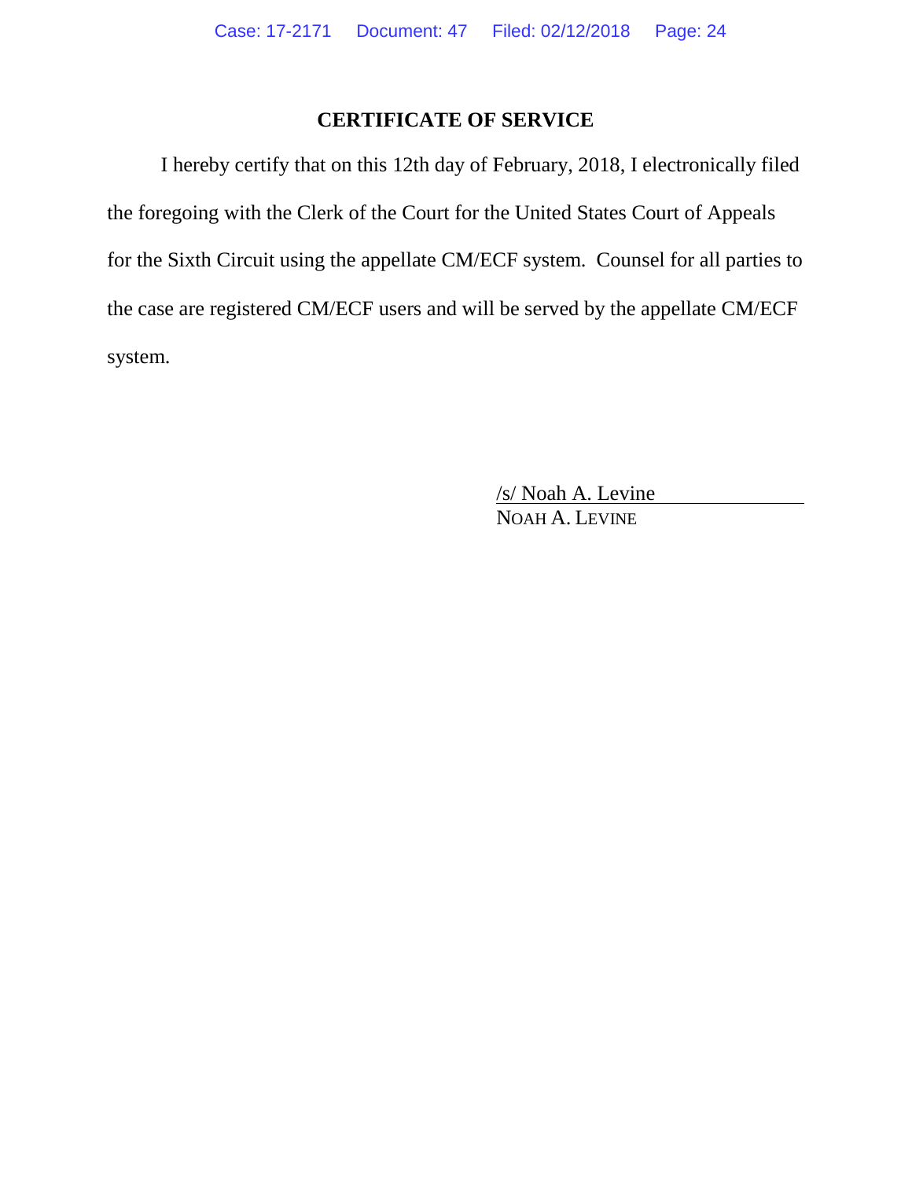## CERTIFICATE OF SERVICE

I hereby certify that on this 12th day of February, 2018, I electronically filed the foregoing with the Clerk of the Court for the United States Court of Appeals for the Sixth Circuit using the appellate CM/ECF system. Counsel for all parties to the case are registered CM/ECF users and will be served by the appellate CM/ECF system.

/s/ Noah A. Levine
NOAH A. LEVINE